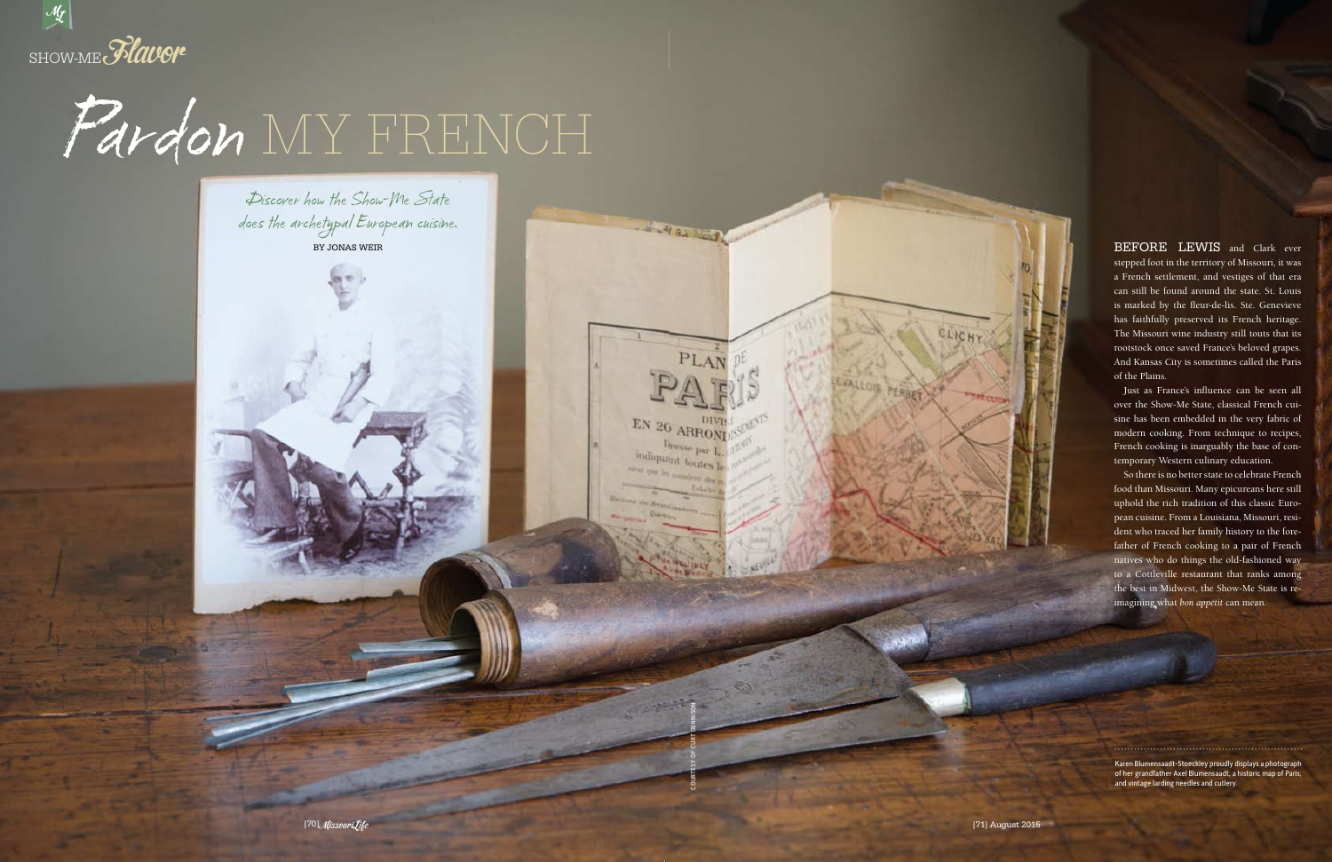SHOW-ME *Flavor*

# Pardon MY FRENCH

*Discover how the Show-Me State does the archetypal European cuisine.*

BY JONAS WEIR

BEFORE LEWIS and Clark ever stepped foot in the territory of Missouri, it was a French settlement, and vestiges of that era can still be found around the state. St. Louis is marked by the fleur-de-lis. Ste. Genevieve has faithfully preserved its French heritage. The Missouri wine industry still touts that its rootstock once saved France's beloved grapes. And Kansas City is sometimes called the Paris of the Plains.

Just as France's influence can be seen all over the Show-Me State, classical French cuisine has been embedded in the very fabric of modern cooking. From technique to recipes, French cooking is inarguably the base of contemporary Western culinary education.

So there is no better state to celebrate French food than Missouri. Many epicureans here still uphold the rich tradition of this classic European cuisine. From a Louisiana, Missouri, resident who traced her family history to the forefather of French cooking to a pair of French natives who do things the old-fashioned way to a Cottleville restaurant that ranks among the best in Midwest, the Show-Me State is reimagining what *bon appetit* can mean.

Karen Blumensaadt-Stoeckley proudly displays a photograph of her grandfather Axel Blumensaadt, a historic map of Paris, and vintage larding needles and cutlery.

COURTESY OF CURT BENNISON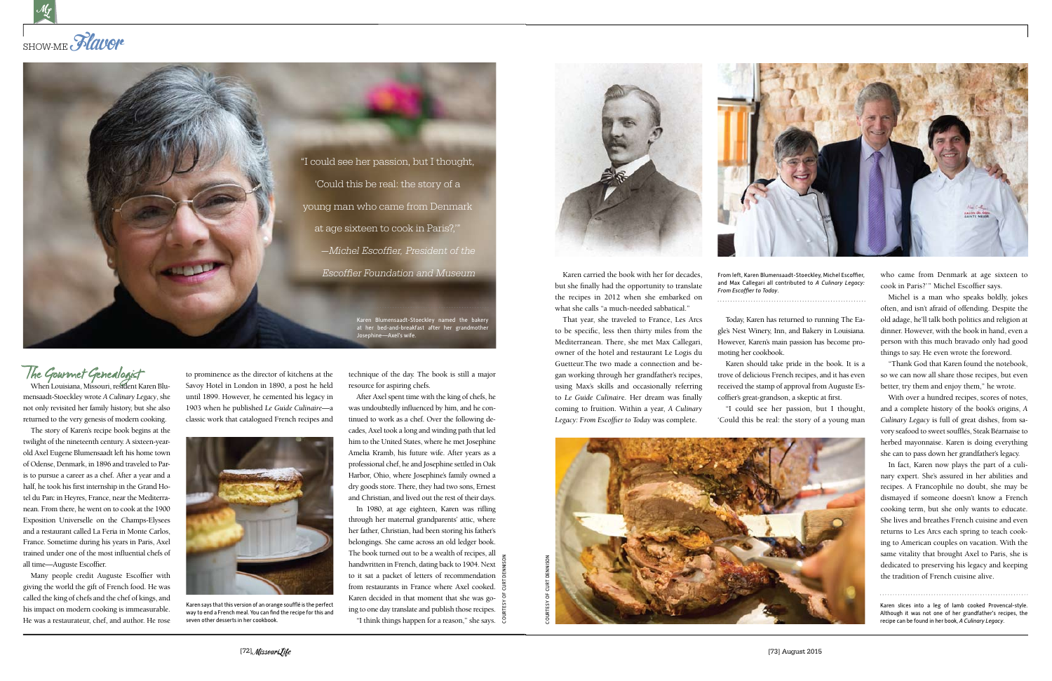"I could see her passion, but I thought, 'Could this be real: the story of a young man who came from Denmark at age sixteen to cook in Paris?,'"

*—Michel Escoffier, President of the Escoffier Foundation and Museum*

Karen Blumensaadt-Stoeckley named the bakery at her bed-and-breakfast after her grandmother Josephine—Axel's wife.

## The Gourmet Genealogist

When Louisiana, Missouri, resident Karen Blumensaadt-Stoeckley wrote *A Culinary Legacy*, she not only revisited her family history, but she also returned to the very genesis of modern cooking.

The story of Karen's recipe book begins at the twilight of the nineteenth century. A sixteen-year-old Axel Eugene Blumensaadt left his home town of Odense, Denmark, in 1896 and traveled to Paris to pursue a career as a chef. After a year and a half, he took his first internship in the Grand Hotel du Parc in Heyres, France, near the Mediterranean. From there, he went on to cook at the 1900 Exposition Universelle on the Champs-Elysees and a restaurant called La Feria in Monte Carlos, France. Sometime during his years in Paris, Axel trained under one of the most influential chefs of all time—Auguste Escoffier.

Many people credit Auguste Escoffier with giving the world the gift of French food. He was called the king of chefs and the chef of kings, and his impact on modern cooking is immeasurable. He was a restaurateur, chef, and author. He rose to prominence as the director of kitchens at the Savoy Hotel in London in 1890, a post he held until 1899. However, he cemented his legacy in 1903 when he published *Le Guide Culinaire*—a classic work that catalogued French recipes and technique of the day. The book is still a major resource for aspiring chefs.

Karen says that this version of an orange soufflé is the perfect way to end a French meal. You can find the recipe for this and seven other desserts in her cookbook.

After Axel spent time with the king of chefs, he was undoubtedly influenced by him, and he continued to work as a chef. Over the following decades, Axel took a long and winding path that led him to the United States, where he met Josephine Amelia Kramb, his future wife. After years as a professional chef, he and Josephine settled in Oak Harbor, Ohio, where Josephine's family owned a dry goods store. There, they had two sons, Ernest and Christian, and lived out the rest of their days.

In 1980, at age eighteen, Karen was rifling through her maternal grandparents' attic, where her father, Christian, had been storing his father's belongings. She came across an old ledger book. The book turned out to be a wealth of recipes, all handwritten in French, dating back to 1904. Next to it sat a packet of letters of recommendation from restaurants in France where Axel cooked. Karen decided in that moment that she was going to one day translate and publish those recipes.

"I think things happen for a reason," she says. Karen carried the book with her for decades, but she finally had the opportunity to translate the recipes in 2012 when she embarked on what she calls "a much-needed sabbatical."

That year, she traveled to France, Les Arcs to be specific, less then thirty miles from the Mediterranean. There, she met Max Callegari, owner of the hotel and restaurant Le Logis du Guetteur.The two made a connection and began working through her grandfather's recipes, using Max's skills and occasionally referring to *Le Guide Culinaire*. Her dream was finally coming to fruition. Within a year, *A Culinary Legacy: From Escoffier to Today* was complete.

From left, Karen Blumensaadt-Stoeckley, Michel Escoffier, and Max Callegari all contributed to *A Culinary Legacy: From Escoffier to Today*.

Today, Karen has returned to running The Eagle's Nest Winery, Inn, and Bakery in Louisiana. However, Karen's main passion has become promoting her cookbook.

Karen should take pride in the book. It is a trove of delicious French recipes, and it has even received the stamp of approval from Auguste Escoffier's great-grandson, a skeptic at first.

"I could see her passion, but I thought, 'Could this be real: the story of a young man who came from Denmark at age sixteen to cook in Paris?' " Michel Escoffier says.

Michel is a man who speaks boldly, jokes often, and isn't afraid of offending. Despite the old adage, he'll talk both politics and religion at dinner. However, with the book in hand, even a person with this much bravado only had good things to say. He even wrote the foreword.

"Thank God that Karen found the notebook, so we can now all share those recipes, but even better, try them and enjoy them," he wrote.

With over a hundred recipes, scores of notes, and a complete history of the book's origins, *A Culinary Legacy* is full of great dishes, from savory seafood to sweet soufflés, Steak Béarnaise to herbed mayonnaise. Karen is doing everything she can to pass down her grandfather's legacy.

In fact, Karen now plays the part of a culinary expert. She's assured in her abilities and recipes. A Francophile no doubt, she may be dismayed if someone doesn't know a French cooking term, but she only wants to educate. She lives and breathes French cuisine and even returns to Les Arcs each spring to teach cooking to American couples on vacation. With the same vitality that brought Axel to Paris, she is dedicated to preserving his legacy and keeping the tradition of French cuisine alive.

Karen slices into a leg of lamb cooked Provencal-style. Although it was not one of her grandfather's recipes, the recipe can be found in her book, *A Culinary Legacy*.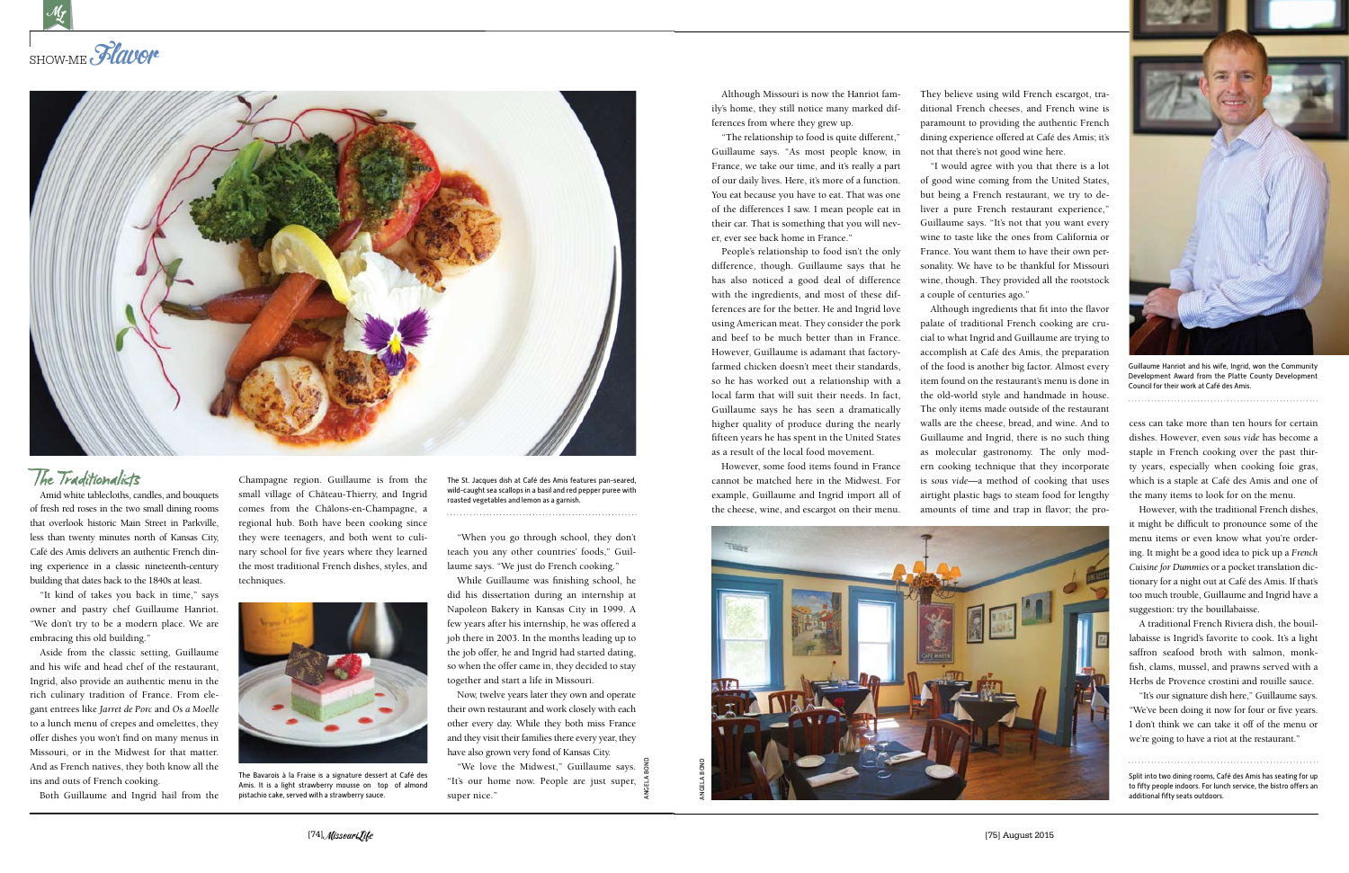# SHOW-ME Flavor

## The Traditionalists

Amid white tablecloths, candles, and bouquets of fresh red roses in the two small dining rooms that overlook historic Main Street in Parkville, less than twenty minutes north of Kansas City, Café des Amis delivers an authentic French dining experience in a classic nineteenth-century building that dates back to the 1840s at least.

"It kind of takes you back in time," says owner and pastry chef Guillaume Hanriot. "We don't try to be a modern place. We are embracing this old building."

Aside from the classic setting, Guillaume and his wife and head chef of the restaurant, Ingrid, also provide an authentic menu in the rich culinary tradition of France. From elegant entrees like *Jarret de Porc* and *Os a Moelle* to a lunch menu of crepes and omelettes, they offer dishes you won't find on many menus in Missouri, or in the Midwest for that matter. And as French natives, they both know all the ins and outs of French cooking.

Both Guillaume and Ingrid hail from the Champagne region. Guillaume is from the small village of Château-Thierry, and Ingrid comes from the Châlons-en-Champagne, a regional hub. Both have been cooking since they were teenagers, and both went to culinary school for five years where they learned the most traditional French dishes, styles, and techniques.

The Bavarois à la Fraise is a signature dessert at Café des Amis. It is a light strawberry mousse on top of almond pistachio cake, served with a strawberry sauce.

The St. Jacques dish at Café des Amis features pan-seared, wild-caught sea scallops in a basil and red pepper puree with roasted vegetables and lemon as a garnish.

"When you go through school, they don't teach you any other countries' foods," Guillaume says. "We just do French cooking."

While Guillaume was finishing school, he did his dissertation during an internship at Napoleon Bakery in Kansas City in 1999. A few years after his internship, he was offered a job there in 2003. In the months leading up to the job offer, he and Ingrid had started dating, so when the offer came in, they decided to stay together and start a life in Missouri.

Now, twelve years later they own and operate their own restaurant and work closely with each other every day. While they both miss France and they visit their families there every year, they have also grown very fond of Kansas City.

"We love the Midwest," Guillaume says. "It's our home now. People are just super, super nice."

Although Missouri is now the Hanriot family's home, they still notice many marked differences from where they grew up.

"The relationship to food is quite different," Guillaume says. "As most people know, in France, we take our time, and it's really a part of our daily lives. Here, it's more of a function. You eat because you have to eat. That was one of the differences I saw. I mean people eat in their car. That is something that you will never, ever see back home in France."

People's relationship to food isn't the only difference, though. Guillaume says that he has also noticed a good deal of difference with the ingredients, and most of these differences are for the better. He and Ingrid love using American meat. They consider the pork and beef to be much better than in France. However, Guillaume is adamant that factory-farmed chicken doesn't meet their standards, so he has worked out a relationship with a local farm that will suit their needs. In fact, Guillaume says he has seen a dramatically higher quality of produce during the nearly fifteen years he has spent in the United States as a result of the local food movement.

However, some food items found in France cannot be matched here in the Midwest. For example, Guillaume and Ingrid import all of the cheese, wine, and escargot on their menu. They believe using wild French escargot, traditional French cheeses, and French wine is paramount to providing the authentic French dining experience offered at Café des Amis; it's not that there's not good wine here.

"I would agree with you that there is a lot of good wine coming from the United States, but being a French restaurant, we try to deliver a pure French restaurant experience," Guillaume says. "It's not that you want every wine to taste like the ones from California or France. You want them to have their own personality. We have to be thankful for Missouri wine, though. They provided all the rootstock a couple of centuries ago."

Although ingredients that fit into the flavor palate of traditional French cooking are crucial to what Ingrid and Guillaume are trying to accomplish at Café des Amis, the preparation of the food is another big factor. Almost every item found on the restaurant's menu is done in the old-world style and handmade in house. The only items made outside of the restaurant walls are the cheese, bread, and wine. And to Guillaume and Ingrid, there is no such thing as molecular gastronomy. The only modern cooking technique that they incorporate is *sous vide*—a method of cooking that uses airtight plastic bags to steam food for lengthy amounts of time and trap in flavor; the process can take more than ten hours for certain dishes. However, even *sous vide* has become a staple in French cooking over the past thirty years, especially when cooking foie gras, which is a staple at Café des Amis and one of the many items to look for on the menu.

Guillaume Hanriot and his wife, Ingrid, won the Community Development Award from the Platte County Development Council for their work at Café des Amis.

However, with the traditional French dishes, it might be difficult to pronounce some of the menu items or even know what you're ordering. It might be a good idea to pick up a *French Cuisine for Dummies* or a pocket translation dictionary for a night out at Café des Amis. If that's too much trouble, Guillaume and Ingrid have a suggestion: try the bouillabaisse.

A traditional French Riviera dish, the bouillabaisse is Ingrid's favorite to cook. It's a light saffron seafood broth with salmon, monkfish, clams, mussel, and prawns served with a Herbs de Provence crostini and rouille sauce.

"It's our signature dish here," Guillaume says. "We've been doing it now for four or five years. I don't think we can take it off of the menu or we're going to have a riot at the restaurant."

Split into two dining rooms, Café des Amis has seating for up to fifty people indoors. For lunch service, the bistro offers an additional fifty seats outdoors.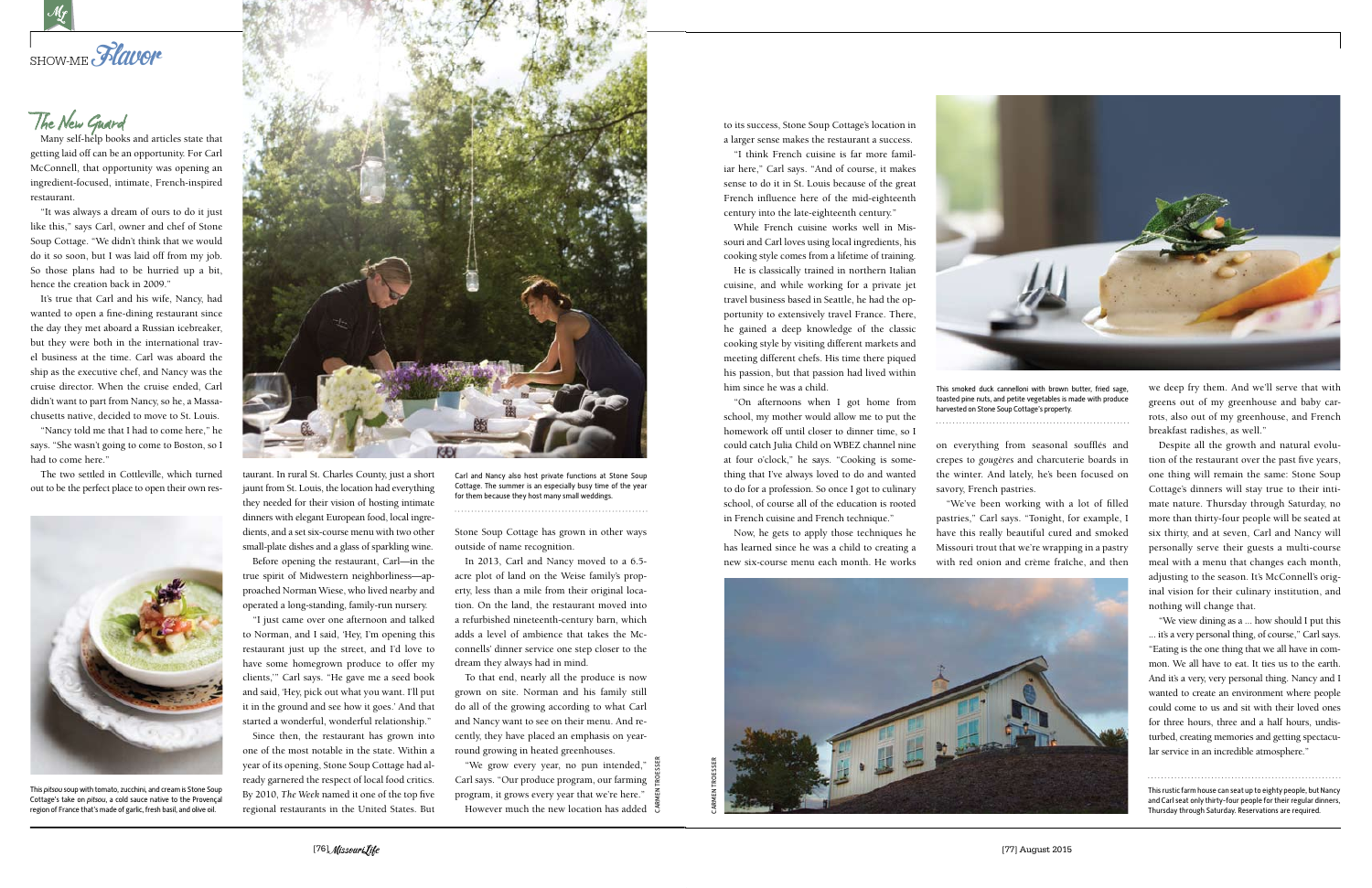# SHOW-ME *Flavor*

## The New Guard

Many self-help books and articles state that getting laid off can be an opportunity. For Carl McConnell, that opportunity was opening an ingredient-focused, intimate, French-inspired restaurant.

"It was always a dream of ours to do it just like this," says Carl, owner and chef of Stone Soup Cottage. "We didn't think that we would do it so soon, but I was laid off from my job. So those plans had to be hurried up a bit, hence the creation back in 2009."

It's true that Carl and his wife, Nancy, had wanted to open a fine-dining restaurant since the day they met aboard a Russian icebreaker, but they were both in the international travel business at the time. Carl was aboard the ship as the executive chef, and Nancy was the cruise director. When the cruise ended, Carl didn't want to part from Nancy, so he, a Massachusetts native, decided to move to St. Louis.

"Nancy told me that I had to come here," he says. "She wasn't going to come to Boston, so I had to come here."

The two settled in Cottleville, which turned out to be the perfect place to open their own restaurant. In rural St. Charles County, just a short jaunt from St. Louis, the location had everything they needed for their vision of hosting intimate dinners with elegant European food, local ingredients, and a set six-course menu with two other small-plate dishes and a glass of sparkling wine.

Before opening the restaurant, Carl—in the true spirit of Midwestern neighborliness—approached Norman Wiese, who lived nearby and operated a long-standing, family-run nursery.

"I just came over one afternoon and talked to Norman, and I said, 'Hey, I'm opening this restaurant just up the street, and I'd love to have some homegrown produce to offer my clients,'" Carl says. "He gave me a seed book and said, 'Hey, pick out what you want. I'll put it in the ground and see how it goes.' And that started a wonderful, wonderful relationship."

Since then, the restaurant has grown into one of the most notable in the state. Within a year of its opening, Stone Soup Cottage had already garnered the respect of local food critics. By 2010, *The Week* named it one of the top five regional restaurants in the United States. But Stone Soup Cottage has grown in other ways outside of name recognition.

In 2013, Carl and Nancy moved to a 6.5-acre plot of land on the Weise family's property, less than a mile from their original location. On the land, the restaurant moved into a refurbished nineteenth-century barn, which adds a level of ambience that takes the McConnells' dinner service one step closer to the dream they always had in mind.

To that end, nearly all the produce is now grown on site. Norman and his family still do all of the growing according to what Carl and Nancy want to see on their menu. And recently, they have placed an emphasis on year-round growing in heated greenhouses.

"We grow every year, no pun intended," Carl says. "Our produce program, our farming program, it grows every year that we're here."

However much the new location has added to its success, Stone Soup Cottage's location in a larger sense makes the restaurant a success.

"I think French cuisine is far more familiar here," Carl says. "And of course, it makes sense to do it in St. Louis because of the great French influence here of the mid-eighteenth century into the late-eighteenth century."

While French cuisine works well in Missouri and Carl loves using local ingredients, his cooking style comes from a lifetime of training.

He is classically trained in northern Italian cuisine, and while working for a private jet travel business based in Seattle, he had the opportunity to extensively travel France. There, he gained a deep knowledge of the classic cooking style by visiting different markets and meeting different chefs. His time there piqued his passion, but that passion had lived within him since he was a child.

"On afternoons when I got home from school, my mother would allow me to put the homework off until closer to dinner time, so I could catch Julia Child on WBEZ channel nine at four o'clock," he says. "Cooking is something that I've always loved to do and wanted to do for a profession. So once I got to culinary school, of course all of the education is rooted in French cuisine and French technique."

Now, he gets to apply those techniques he has learned since he was a child to creating a new six-course menu each month. He works on everything from seasonal soufflés and crepes to *gougères* and charcuterie boards in the winter. And lately, he's been focused on savory, French pastries.

"We've been working with a lot of filled pastries," Carl says. "Tonight, for example, I have this really beautiful cured and smoked Missouri trout that we're wrapping in a pastry with red onion and crème fraîche, and then we deep fry them. And we'll serve that with greens out of my greenhouse and baby carrots, also out of my greenhouse, and French breakfast radishes, as well."

Despite all the growth and natural evolution of the restaurant over the past five years, one thing will remain the same: Stone Soup Cottage's dinners will stay true to their intimate nature. Thursday through Saturday, no more than thirty-four people will be seated at six thirty, and at seven, Carl and Nancy will personally serve their guests a multi-course meal with a menu that changes each month, adjusting to the season. It's McConnell's original vision for their culinary institution, and nothing will change that.

"We view dining as a … how should I put this … it's a very personal thing, of course," Carl says. "Eating is the one thing that we all have in common. We all have to eat. It ties us to the earth. And it's a very, very personal thing. Nancy and I wanted to create an environment where people could come to us and sit with their loved ones for three hours, three and a half hours, undisturbed, creating memories and getting spectacular service in an incredible atmosphere."

This *pitsou* soup with tomato, zucchini, and cream is Stone Soup Cottage's take on *pitsou*, a cold sauce native to the Provençal region of France that's made of garlic, fresh basil, and olive oil.

Carl and Nancy also host private functions at Stone Soup Cottage. The summer is an especially busy time of the year for them because they host many small weddings.

CARMEN TROESSER

This smoked duck cannelloni with brown butter, fried sage, toasted pine nuts, and petite vegetables is made with produce harvested on Stone Soup Cottage's property.

CARMEN TROESSER

This rustic farm house can seat up to eighty people, but Nancy and Carl seat only thirty-four people for their regular dinners, Thursday through Saturday. Reservations are required.